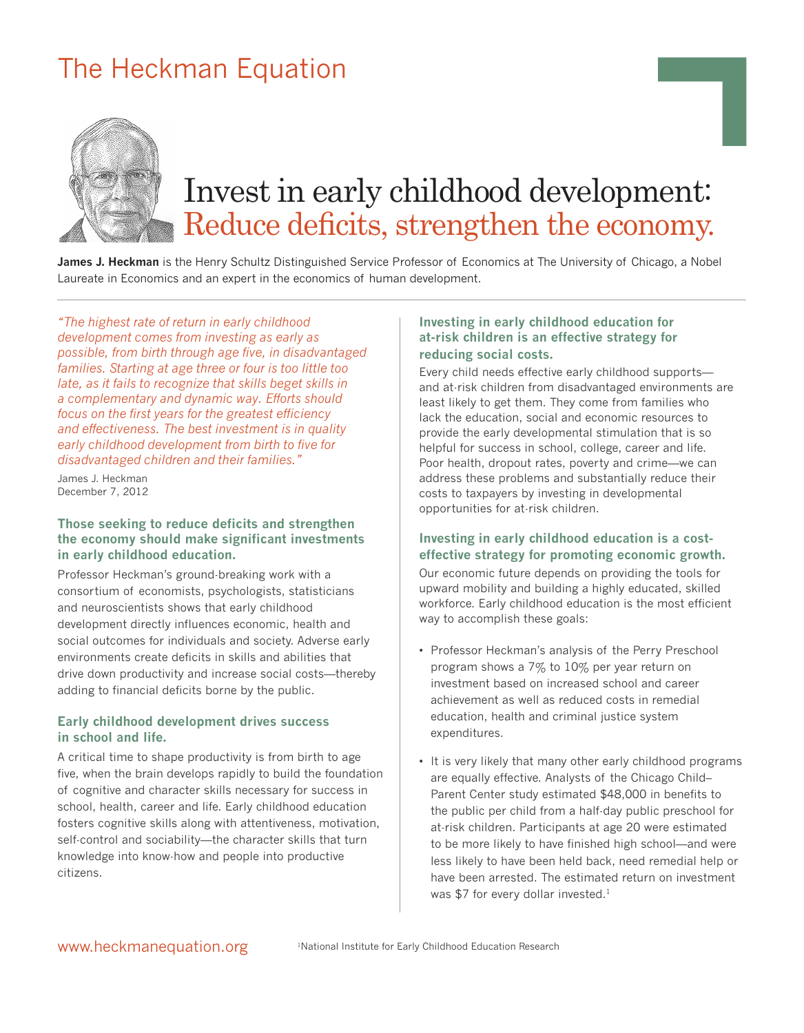# The Heckman Equation

## Invest in early childhood development: Reduce deficits, strengthen the economy.

**James J. Heckman** is the Henry Schultz Distinguished Service Professor of Economics at The University of Chicago, a Nobel Laureate in Economics and an expert in the economics of human development.

---

*"The highest rate of return in early childhood development comes from investing as early as possible, from birth through age five, in disadvantaged families. Starting at age three or four is too little too late, as it fails to recognize that skills beget skills in a complementary and dynamic way. Efforts should focus on the first years for the greatest efficiency and effectiveness. The best investment is in quality early childhood development from birth to five for disadvantaged children and their families."*

James J. Heckman
December 7, 2012

### Those seeking to reduce deficits and strengthen the economy should make significant investments in early childhood education.

Professor Heckman's ground-breaking work with a consortium of economists, psychologists, statisticians and neuroscientists shows that early childhood development directly influences economic, health and social outcomes for individuals and society. Adverse early environments create deficits in skills and abilities that drive down productivity and increase social costs—thereby adding to financial deficits borne by the public.

### Early childhood development drives success in school and life.

A critical time to shape productivity is from birth to age five, when the brain develops rapidly to build the foundation of cognitive and character skills necessary for success in school, health, career and life. Early childhood education fosters cognitive skills along with attentiveness, motivation, self-control and sociability—the character skills that turn knowledge into know-how and people into productive citizens.

### Investing in early childhood education for at-risk children is an effective strategy for reducing social costs.

Every child needs effective early childhood supports—and at-risk children from disadvantaged environments are least likely to get them. They come from families who lack the education, social and economic resources to provide the early developmental stimulation that is so helpful for success in school, college, career and life. Poor health, dropout rates, poverty and crime—we can address these problems and substantially reduce their costs to taxpayers by investing in developmental opportunities for at-risk children.

### Investing in early childhood education is a cost-effective strategy for promoting economic growth.

Our economic future depends on providing the tools for upward mobility and building a highly educated, skilled workforce. Early childhood education is the most efficient way to accomplish these goals:

- Professor Heckman's analysis of the Perry Preschool program shows a 7% to 10% per year return on investment based on increased school and career achievement as well as reduced costs in remedial education, health and criminal justice system expenditures.
- It is very likely that many other early childhood programs are equally effective. Analysts of the Chicago Child–Parent Center study estimated $48,000 in benefits to the public per child from a half-day public preschool for at-risk children. Participants at age 20 were estimated to be more likely to have finished high school—and were less likely to have been held back, need remedial help or have been arrested. The estimated return on investment was $7 for every dollar invested.[1]

www.heckmanequation.org

[1]National Institute for Early Childhood Education Research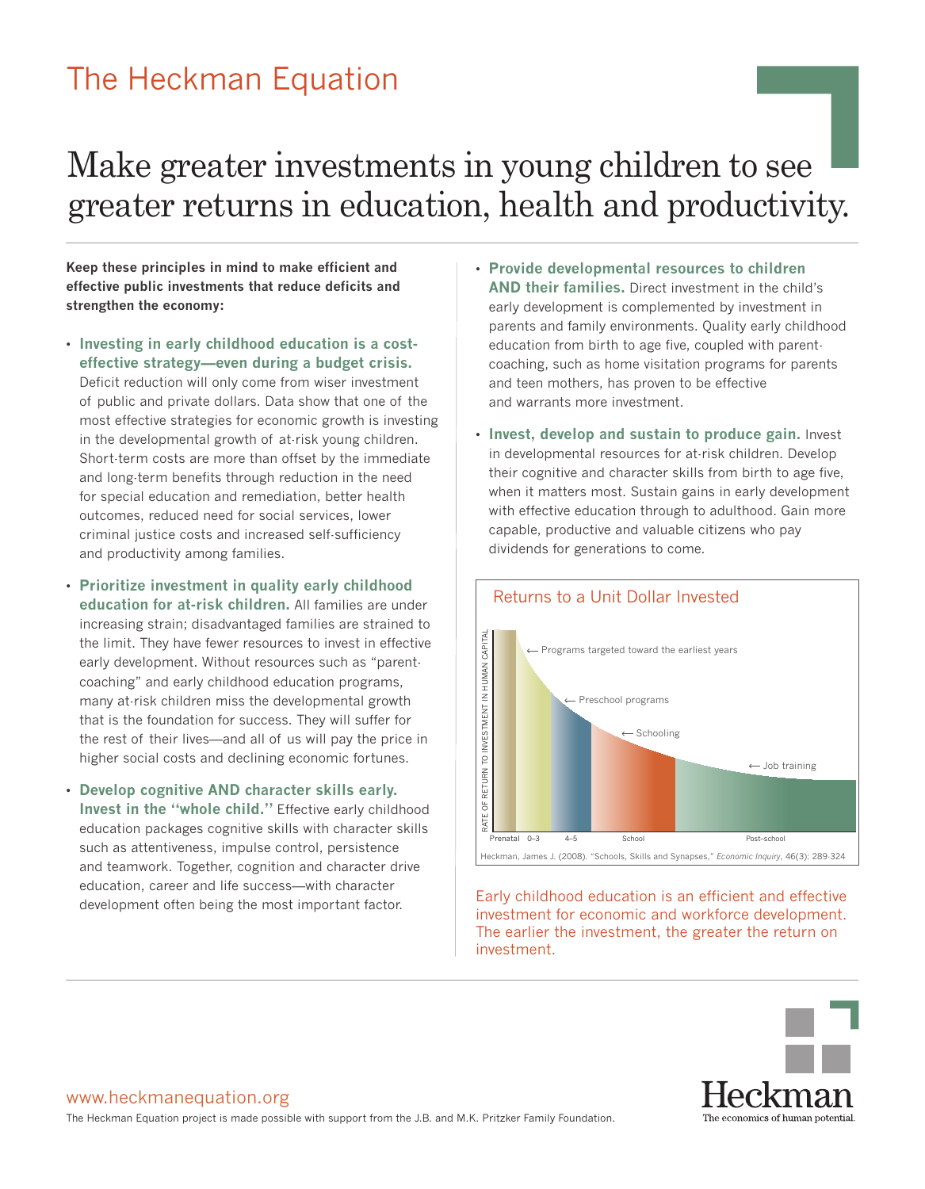# The Heckman Equation

## Make greater investments in young children to see greater returns in education, health and productivity.

**Keep these principles in mind to make efficient and effective public investments that reduce deficits and strengthen the economy:**

- **Investing in early childhood education is a cost-effective strategy—even during a budget crisis.** Deficit reduction will only come from wiser investment of public and private dollars. Data show that one of the most effective strategies for economic growth is investing in the developmental growth of at-risk young children. Short-term costs are more than offset by the immediate and long-term benefits through reduction in the need for special education and remediation, better health outcomes, reduced need for social services, lower criminal justice costs and increased self-sufficiency and productivity among families.

- **Prioritize investment in quality early childhood education for at-risk children.** All families are under increasing strain; disadvantaged families are strained to the limit. They have fewer resources to invest in effective early development. Without resources such as "parent-coaching" and early childhood education programs, many at-risk children miss the developmental growth that is the foundation for success. They will suffer for the rest of their lives—and all of us will pay the price in higher social costs and declining economic fortunes.

- **Develop cognitive AND character skills early. Invest in the "whole child."** Effective early childhood education packages cognitive skills with character skills such as attentiveness, impulse control, persistence and teamwork. Together, cognition and character drive education, career and life success—with character development often being the most important factor.

- **Provide developmental resources to children AND their families.** Direct investment in the child's early development is complemented by investment in parents and family environments. Quality early childhood education from birth to age five, coupled with parent-coaching, such as home visitation programs for parents and teen mothers, has proven to be effective and warrants more investment.

- **Invest, develop and sustain to produce gain.** Invest in developmental resources for at-risk children. Develop their cognitive and character skills from birth to age five, when it matters most. Sustain gains in early development with effective education through to adulthood. Gain more capable, productive and valuable citizens who pay dividends for generations to come.

Returns to a Unit Dollar Invested

RATE OF RETURN TO INVESTMENT IN HUMAN CAPITAL

← Programs targeted toward the earliest years

← Preschool programs

← Schooling

← Job training

Prenatal 0–3 4–5 School Post-school

Heckman, James J. (2008). "Schools, Skills and Synapses," *Economic Inquiry*, 46(3): 289-324

Early childhood education is an efficient and effective investment for economic and workforce development. The earlier the investment, the greater the return on investment.

www.heckmanequation.org

The Heckman Equation project is made possible with support from the J.B. and M.K. Pritzker Family Foundation.

Heckman
The economics of human potential.